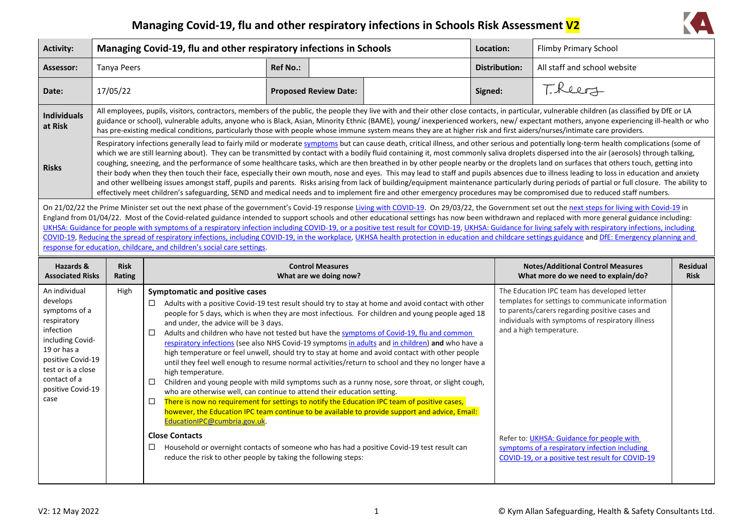# Managing Covid-19, flu and other respiratory infections in Schools Risk Assessment V2

| | | | | | |
|---|---|---|---|---|---|
| **Activity:** | **Managing Covid-19, flu and other respiratory infections in Schools** | | | **Location:** | Flimby Primary School |
| **Assessor:** | Tanya Peers | **Ref No.:** | | **Distribution:** | All staff and school website |
| **Date:** | 17/05/22 | **Proposed Review Date:** | | **Signed:** | T. Peers |
| **Individuals at Risk** | All employees, pupils, visitors, contractors, members of the public, the people they live with and their other close contacts, in particular, vulnerable children (as classified by DfE or LA guidance or school), vulnerable adults, anyone who is Black, Asian, Minority Ethnic (BAME), young/ inexperienced workers, new/ expectant mothers, anyone experiencing ill-health or who has pre-existing medical conditions, particularly those with people whose immune system means they are at higher risk and first aiders/nurses/intimate care providers. | | | | |
| **Risks** | Respiratory infections generally lead to fairly mild or moderate symptoms but can cause death, critical illness, and other serious and potentially long-term health complications (some of which we are still learning about). They can be transmitted by contact with a bodily fluid containing it, most commonly saliva droplets dispersed into the air (aerosols) through talking, coughing, sneezing, and the performance of some healthcare tasks, which are then breathed in by other people nearby or the droplets land on surfaces that others touch, getting into their body when they then touch their face, especially their own mouth, nose and eyes. This may lead to staff and pupils absences due to illness leading to loss in education and anxiety and other wellbeing issues amongst staff, pupils and parents. Risks arising from lack of building/equipment maintenance particularly during periods of partial or full closure. The ability to effectively meet children's safeguarding, SEND and medical needs and to implement fire and other emergency procedures may be compromised due to reduced staff numbers. | | | | |

On 21/02/22 the Prime Minister set out the next phase of the government's Covid-19 response Living with COVID-19. On 29/03/22, the Government set out the next steps for living with Covid-19 in England from 01/04/22. Most of the Covid-related guidance intended to support schools and other educational settings has now been withdrawn and replaced with more general guidance including: UKHSA: Guidance for people with symptoms of a respiratory infection including COVID-19, or a positive test result for COVID-19, UKHSA: Guidance for living safely with respiratory infections, including COVID-19, Reducing the spread of respiratory infections, including COVID-19, in the workplace, UKHSA health protection in education and childcare settings guidance and DfE: Emergency planning and response for education, childcare, and children's social care settings.

| Hazards & Associated Risks | Risk Rating | Control Measures<br>What are we doing now? | Notes/Additional Control Measures<br>What more do we need to explain/do? | Residual Risk |
|---|---|---|---|---|
| An individual develops symptoms of a respiratory infection including Covid-19 or has a positive Covid-19 test or is a close contact of a positive Covid-19 case | High | **Symptomatic and positive cases**<br>☐ Adults with a positive Covid-19 test result should try to stay at home and avoid contact with other people for 5 days, which is when they are most infectious. For children and young people aged 18 and under, the advice will be 3 days.<br>☐ Adults and children who have not tested but have the symptoms of Covid-19, flu and common respiratory infections (see also NHS Covid-19 symptoms in adults and in children) **and** who have a high temperature or feel unwell, should try to stay at home and avoid contact with other people until they feel well enough to resume normal activities/return to school and they no longer have a high temperature.<br>☐ Children and young people with mild symptoms such as a runny nose, sore throat, or slight cough, who are otherwise well, can continue to attend their education setting.<br>☐ There is now no requirement for settings to notify the Education IPC team of positive cases, however, the Education IPC team continue to be available to provide support and advice, Email: EducationIPC@cumbria.gov.uk.<br><br>**Close Contacts**<br>☐ Household or overnight contacts of someone who has had a positive Covid-19 test result can reduce the risk to other people by taking the following steps: | The Education IPC team has developed letter templates for settings to communicate information to parents/carers regarding positive cases and individuals with symptoms of respiratory illness and a high temperature.<br><br>Refer to: UKHSA: Guidance for people with symptoms of a respiratory infection including COVID-19, or a positive test result for COVID-19 | |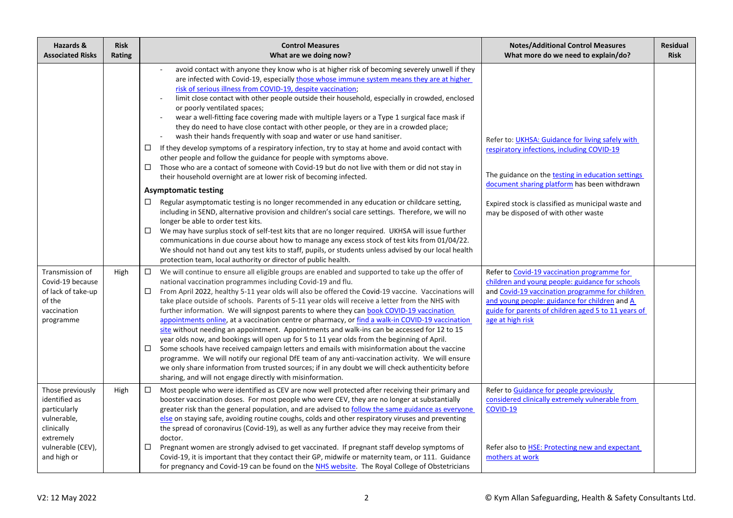| Hazards & Associated Risks | Risk Rating | Control Measures What are we doing now? | Notes/Additional Control Measures What more do we need to explain/do? | Residual Risk |
|---|---|---|---|---|
| | | - avoid contact with anyone they know who is at higher risk of becoming severely unwell if they are infected with Covid-19, especially [those whose immune system means they are at higher risk of serious illness from COVID-19, despite vaccination](); <br> - limit close contact with other people outside their household, especially in crowded, enclosed or poorly ventilated spaces; <br> - wear a well-fitting face covering made with multiple layers or a Type 1 surgical face mask if they do need to have close contact with other people, or they are in a crowded place; <br> - wash their hands frequently with soap and water or use hand sanitiser. <br> ☐ If they develop symptoms of a respiratory infection, try to stay at home and avoid contact with other people and follow the guidance for people with symptoms above. <br> ☐ Those who are a contact of someone with Covid-19 but do not live with them or did not stay in their household overnight are at lower risk of becoming infected. <br> **Asymptomatic testing** <br> ☐ Regular asymptomatic testing is no longer recommended in any education or childcare setting, including in SEND, alternative provision and children's social care settings. Therefore, we will no longer be able to order test kits. <br> ☐ We may have surplus stock of self-test kits that are no longer required. UKHSA will issue further communications in due course about how to manage any excess stock of test kits from 01/04/22. We should not hand out any test kits to staff, pupils, or students unless advised by our local health protection team, local authority or director of public health. | Refer to: UKHSA: Guidance for living safely with respiratory infections, including COVID-19 <br><br> The guidance on the testing in education settings document sharing platform has been withdrawn <br><br> Expired stock is classified as municipal waste and may be disposed of with other waste | |
| Transmission of Covid-19 because of lack of take-up of the vaccination programme | High | ☐ We will continue to ensure all eligible groups are enabled and supported to take up the offer of national vaccination programmes including Covid-19 and flu. <br> ☐ From April 2022, healthy 5-11 year olds will also be offered the Covid-19 vaccine. Vaccinations will take place outside of schools. Parents of 5-11 year olds will receive a letter from the NHS with further information. We will signpost parents to where they can book COVID-19 vaccination appointments online, at a vaccination centre or pharmacy, or find a walk-in COVID-19 vaccination site without needing an appointment. Appointments and walk-ins can be accessed for 12 to 15 year olds now, and bookings will open up for 5 to 11 year olds from the beginning of April. <br> ☐ Some schools have received campaign letters and emails with misinformation about the vaccine programme. We will notify our regional DfE team of any anti-vaccination activity. We will ensure we only share information from trusted sources; if in any doubt we will check authenticity before sharing, and will not engage directly with misinformation. | Refer to Covid-19 vaccination programme for children and young people: guidance for schools and Covid-19 vaccination programme for children and young people: guidance for children and A guide for parents of children aged 5 to 11 years of age at high risk | |
| Those previously identified as particularly vulnerable, clinically extremely vulnerable (CEV), and high or | High | ☐ Most people who were identified as CEV are now well protected after receiving their primary and booster vaccination doses. For most people who were CEV, they are no longer at substantially greater risk than the general population, and are advised to follow the same guidance as everyone else on staying safe, avoiding routine coughs, colds and other respiratory viruses and preventing the spread of coronavirus (Covid-19), as well as any further advice they may receive from their doctor. <br> ☐ Pregnant women are strongly advised to get vaccinated. If pregnant staff develop symptoms of Covid-19, it is important that they contact their GP, midwife or maternity team, or 111. Guidance for pregnancy and Covid-19 can be found on the NHS website. The Royal College of Obstetricians | Refer to Guidance for people previously considered clinically extremely vulnerable from COVID-19 <br><br> Refer also to HSE: Protecting new and expectant mothers at work | |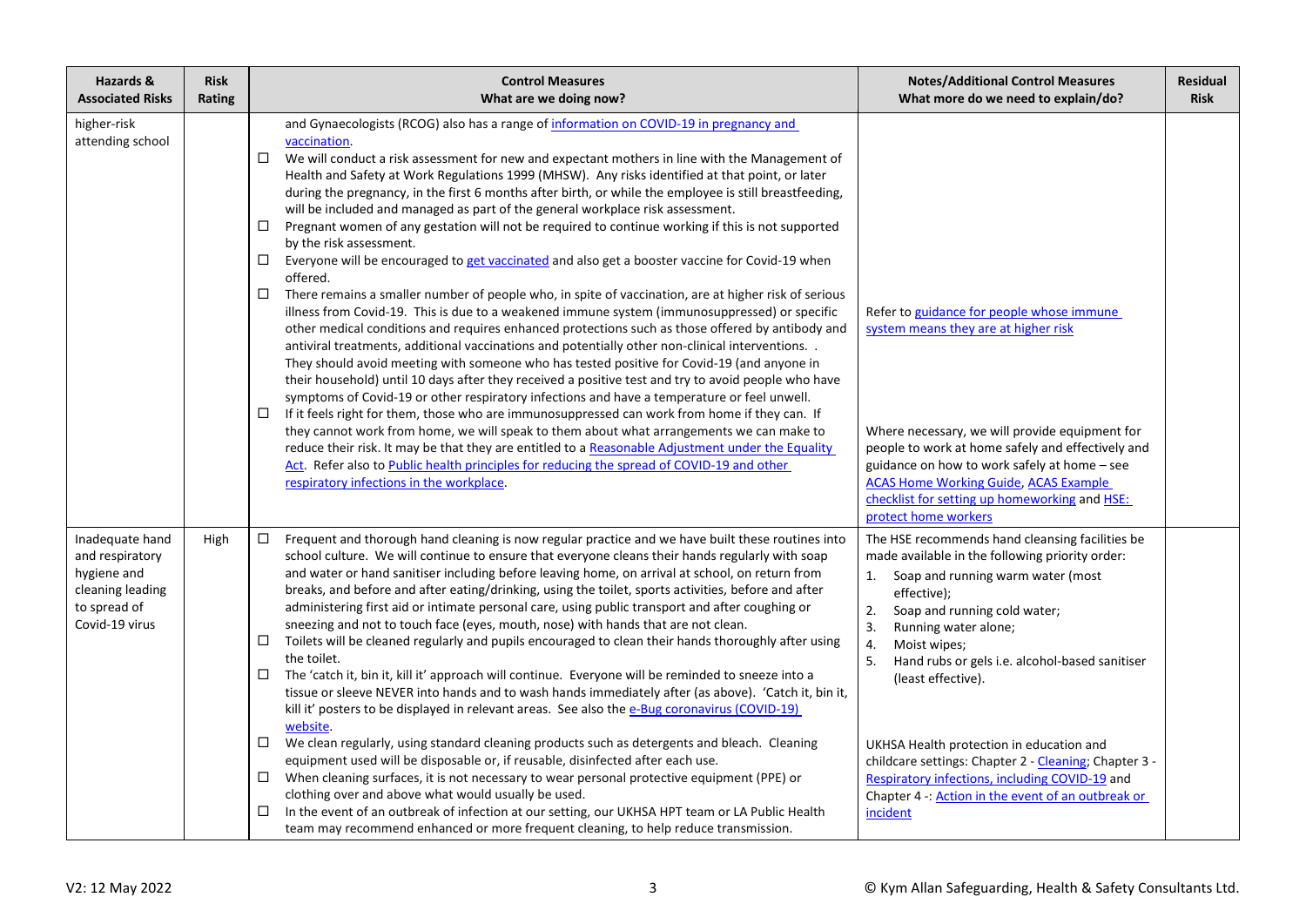| Hazards & Associated Risks | Risk Rating | Control Measures<br>What are we doing now? | Notes/Additional Control Measures<br>What more do we need to explain/do? | Residual Risk |
|---|---|---|---|---|
| higher-risk attending school | | and Gynaecologists (RCOG) also has a range of information on COVID-19 in pregnancy and vaccination.<br>☐ We will conduct a risk assessment for new and expectant mothers in line with the Management of Health and Safety at Work Regulations 1999 (MHSW). Any risks identified at that point, or later during the pregnancy, in the first 6 months after birth, or while the employee is still breastfeeding, will be included and managed as part of the general workplace risk assessment.<br>☐ Pregnant women of any gestation will not be required to continue working if this is not supported by the risk assessment.<br>☐ Everyone will be encouraged to get vaccinated and also get a booster vaccine for Covid-19 when offered.<br>☐ There remains a smaller number of people who, in spite of vaccination, are at higher risk of serious illness from Covid-19. This is due to a weakened immune system (immunosuppressed) or specific other medical conditions and requires enhanced protections such as those offered by antibody and antiviral treatments, additional vaccinations and potentially other non-clinical interventions. . They should avoid meeting with someone who has tested positive for Covid-19 (and anyone in their household) until 10 days after they received a positive test and try to avoid people who have symptoms of Covid-19 or other respiratory infections and have a temperature or feel unwell.<br>☐ If it feels right for them, those who are immunosuppressed can work from home if they can. If they cannot work from home, we will speak to them about what arrangements we can make to reduce their risk. It may be that they are entitled to a Reasonable Adjustment under the Equality Act. Refer also to Public health principles for reducing the spread of COVID-19 and other respiratory infections in the workplace. | Refer to guidance for people whose immune system means they are at higher risk<br><br>Where necessary, we will provide equipment for people to work at home safely and effectively and guidance on how to work safely at home – see ACAS Home Working Guide, ACAS Example checklist for setting up homeworking and HSE: protect home workers | |
| Inadequate hand and respiratory hygiene and cleaning leading to spread of Covid-19 virus | High | ☐ Frequent and thorough hand cleaning is now regular practice and we have built these routines into school culture. We will continue to ensure that everyone cleans their hands regularly with soap and water or hand sanitiser including before leaving home, on arrival at school, on return from breaks, and before and after eating/drinking, using the toilet, sports activities, before and after administering first aid or intimate personal care, using public transport and after coughing or sneezing and not to touch face (eyes, mouth, nose) with hands that are not clean.<br>☐ Toilets will be cleaned regularly and pupils encouraged to clean their hands thoroughly after using the toilet.<br>☐ The 'catch it, bin it, kill it' approach will continue. Everyone will be reminded to sneeze into a tissue or sleeve NEVER into hands and to wash hands immediately after (as above). 'Catch it, bin it, kill it' posters to be displayed in relevant areas. See also the e-Bug coronavirus (COVID-19) website.<br>☐ We clean regularly, using standard cleaning products such as detergents and bleach. Cleaning equipment used will be disposable or, if reusable, disinfected after each use.<br>☐ When cleaning surfaces, it is not necessary to wear personal protective equipment (PPE) or clothing over and above what would usually be used.<br>☐ In the event of an outbreak of infection at our setting, our UKHSA HPT team or LA Public Health team may recommend enhanced or more frequent cleaning, to help reduce transmission. | The HSE recommends hand cleansing facilities be made available in the following priority order:<br>1. Soap and running warm water (most effective);<br>2. Soap and running cold water;<br>3. Running water alone;<br>4. Moist wipes;<br>5. Hand rubs or gels i.e. alcohol-based sanitiser (least effective).<br><br>UKHSA Health protection in education and childcare settings: Chapter 2 - Cleaning; Chapter 3 - Respiratory infections, including COVID-19 and Chapter 4 -: Action in the event of an outbreak or incident | |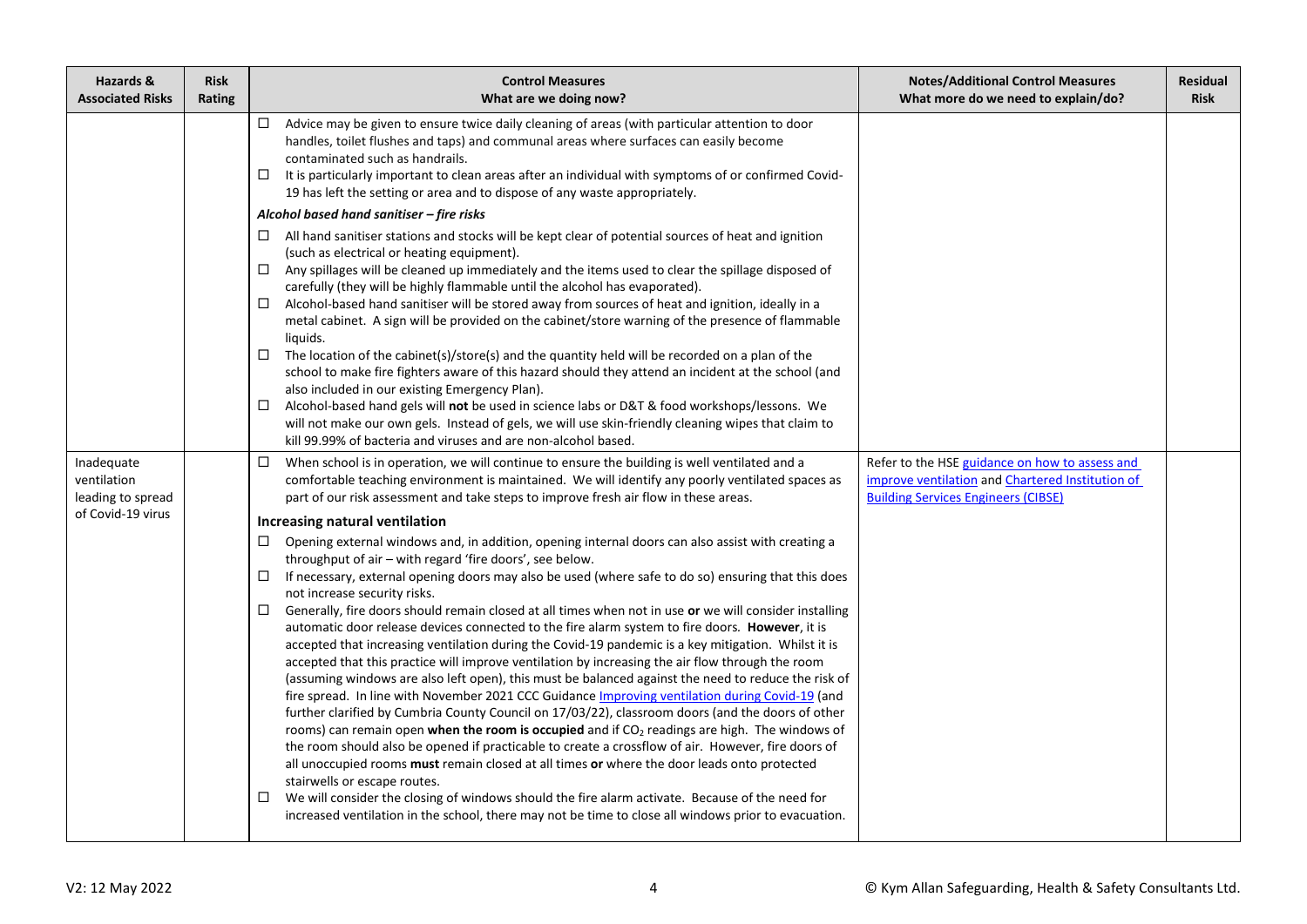| Hazards & Associated Risks | Risk Rating | Control Measures<br>What are we doing now? | Notes/Additional Control Measures<br>What more do we need to explain/do? | Residual Risk |
|---|---|---|---|---|
| | | ☐ Advice may be given to ensure twice daily cleaning of areas (with particular attention to door handles, toilet flushes and taps) and communal areas where surfaces can easily become contaminated such as handrails.<br>☐ It is particularly important to clean areas after an individual with symptoms of or confirmed Covid-19 has left the setting or area and to dispose of any waste appropriately.<br>***Alcohol based hand sanitiser – fire risks***<br>☐ All hand sanitiser stations and stocks will be kept clear of potential sources of heat and ignition (such as electrical or heating equipment).<br>☐ Any spillages will be cleaned up immediately and the items used to clear the spillage disposed of carefully (they will be highly flammable until the alcohol has evaporated).<br>☐ Alcohol-based hand sanitiser will be stored away from sources of heat and ignition, ideally in a metal cabinet. A sign will be provided on the cabinet/store warning of the presence of flammable liquids.<br>☐ The location of the cabinet(s)/store(s) and the quantity held will be recorded on a plan of the school to make fire fighters aware of this hazard should they attend an incident at the school (and also included in our existing Emergency Plan).<br>☐ Alcohol-based hand gels will **not** be used in science labs or D&T & food workshops/lessons. We will not make our own gels. Instead of gels, we will use skin-friendly cleaning wipes that claim to kill 99.99% of bacteria and viruses and are non-alcohol based. | | |
| Inadequate ventilation leading to spread of Covid-19 virus | | ☐ When school is in operation, we will continue to ensure the building is well ventilated and a comfortable teaching environment is maintained. We will identify any poorly ventilated spaces as part of our risk assessment and take steps to improve fresh air flow in these areas.<br>**Increasing natural ventilation**<br>☐ Opening external windows and, in addition, opening internal doors can also assist with creating a throughput of air – with regard 'fire doors', see below.<br>☐ If necessary, external opening doors may also be used (where safe to do so) ensuring that this does not increase security risks.<br>☐ Generally, fire doors should remain closed at all times when not in use **or** we will consider installing automatic door release devices connected to the fire alarm system to fire doors. **However**, it is accepted that increasing ventilation during the Covid-19 pandemic is a key mitigation. Whilst it is accepted that this practice will improve ventilation by increasing the air flow through the room (assuming windows are also left open), this must be balanced against the need to reduce the risk of fire spread. In line with November 2021 CCC Guidance Improving ventilation during Covid-19 (and further clarified by Cumbria County Council on 17/03/22), classroom doors (and the doors of other rooms) can remain open **when the room is occupied** and if $CO_2$ readings are high. The windows of the room should also be opened if practicable to create a crossflow of air. However, fire doors of all unoccupied rooms **must** remain closed at all times **or** where the door leads onto protected stairwells or escape routes.<br>☐ We will consider the closing of windows should the fire alarm activate. Because of the need for increased ventilation in the school, there may not be time to close all windows prior to evacuation. | Refer to the HSE guidance on how to assess and improve ventilation and Chartered Institution of Building Services Engineers (CIBSE) | |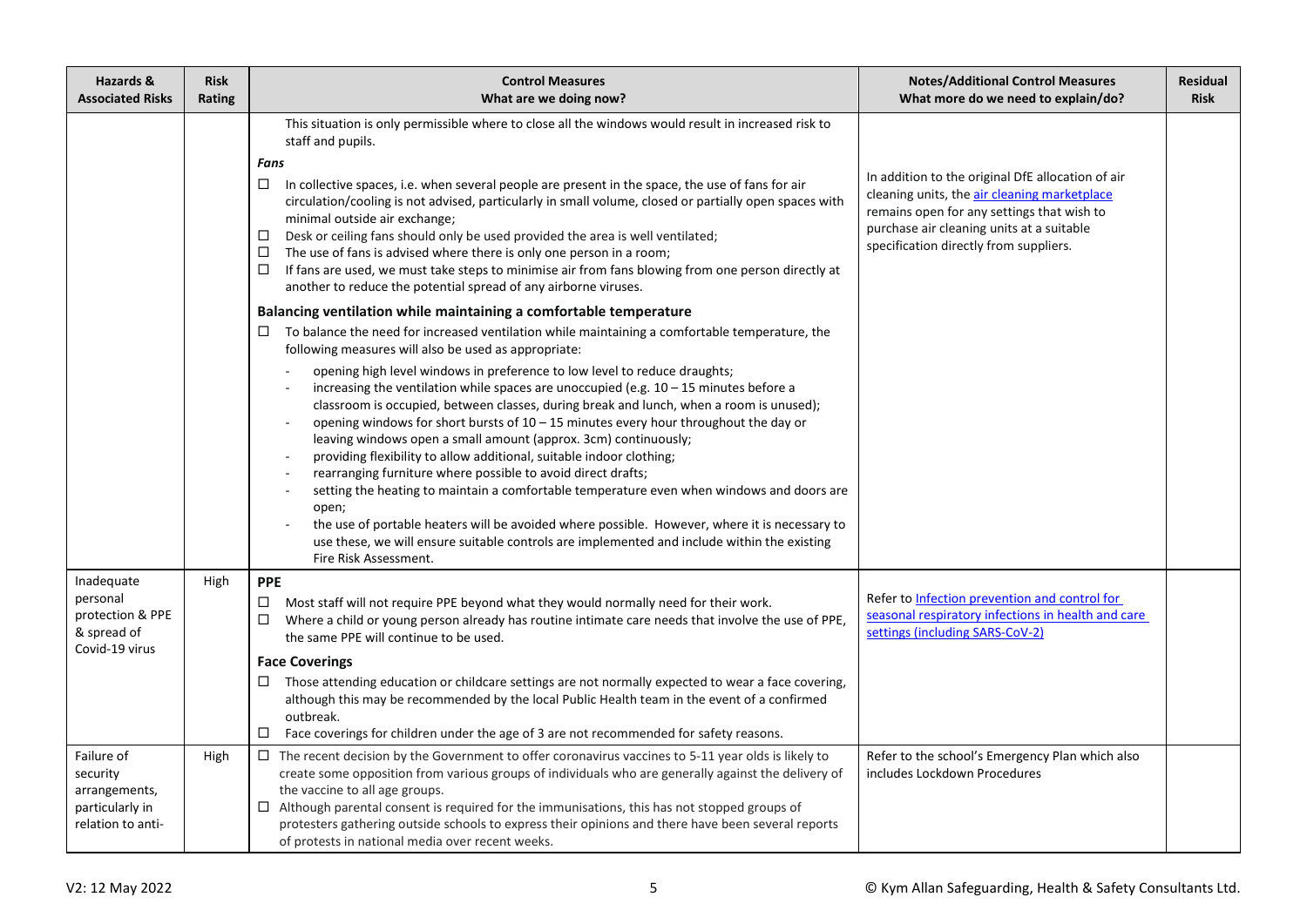| Hazards & Associated Risks | Risk Rating | Control Measures<br>What are we doing now? | Notes/Additional Control Measures<br>What more do we need to explain/do? | Residual Risk |
|---|---|---|---|---|
| | | This situation is only permissible where to close all the windows would result in increased risk to staff and pupils.<br>***Fans***<br>☐ In collective spaces, i.e. when several people are present in the space, the use of fans for air circulation/cooling is not advised, particularly in small volume, closed or partially open spaces with minimal outside air exchange;<br>☐ Desk or ceiling fans should only be used provided the area is well ventilated;<br>☐ The use of fans is advised where there is only one person in a room;<br>☐ If fans are used, we must take steps to minimise air from fans blowing from one person directly at another to reduce the potential spread of any airborne viruses.<br>**Balancing ventilation while maintaining a comfortable temperature**<br>☐ To balance the need for increased ventilation while maintaining a comfortable temperature, the following measures will also be used as appropriate:<br>- opening high level windows in preference to low level to reduce draughts;<br>- increasing the ventilation while spaces are unoccupied (e.g. 10 – 15 minutes before a classroom is occupied, between classes, during break and lunch, when a room is unused);<br>- opening windows for short bursts of 10 – 15 minutes every hour throughout the day or leaving windows open a small amount (approx. 3cm) continuously;<br>- providing flexibility to allow additional, suitable indoor clothing;<br>- rearranging furniture where possible to avoid direct drafts;<br>- setting the heating to maintain a comfortable temperature even when windows and doors are open;<br>- the use of portable heaters will be avoided where possible. However, where it is necessary to use these, we will ensure suitable controls are implemented and include within the existing Fire Risk Assessment. | In addition to the original DfE allocation of air cleaning units, the air cleaning marketplace remains open for any settings that wish to purchase air cleaning units at a suitable specification directly from suppliers. | |
| Inadequate personal protection & PPE & spread of Covid-19 virus | High | **PPE**<br>☐ Most staff will not require PPE beyond what they would normally need for their work.<br>☐ Where a child or young person already has routine intimate care needs that involve the use of PPE, the same PPE will continue to be used.<br>**Face Coverings**<br>☐ Those attending education or childcare settings are not normally expected to wear a face covering, although this may be recommended by the local Public Health team in the event of a confirmed outbreak.<br>☐ Face coverings for children under the age of 3 are not recommended for safety reasons. | Refer to Infection prevention and control for seasonal respiratory infections in health and care settings (including SARS-CoV-2) | |
| Failure of security arrangements, particularly in relation to anti- | High | ☐ The recent decision by the Government to offer coronavirus vaccines to 5-11 year olds is likely to create some opposition from various groups of individuals who are generally against the delivery of the vaccine to all age groups.<br>☐ Although parental consent is required for the immunisations, this has not stopped groups of protesters gathering outside schools to express their opinions and there have been several reports of protests in national media over recent weeks. | Refer to the school's Emergency Plan which also includes Lockdown Procedures | |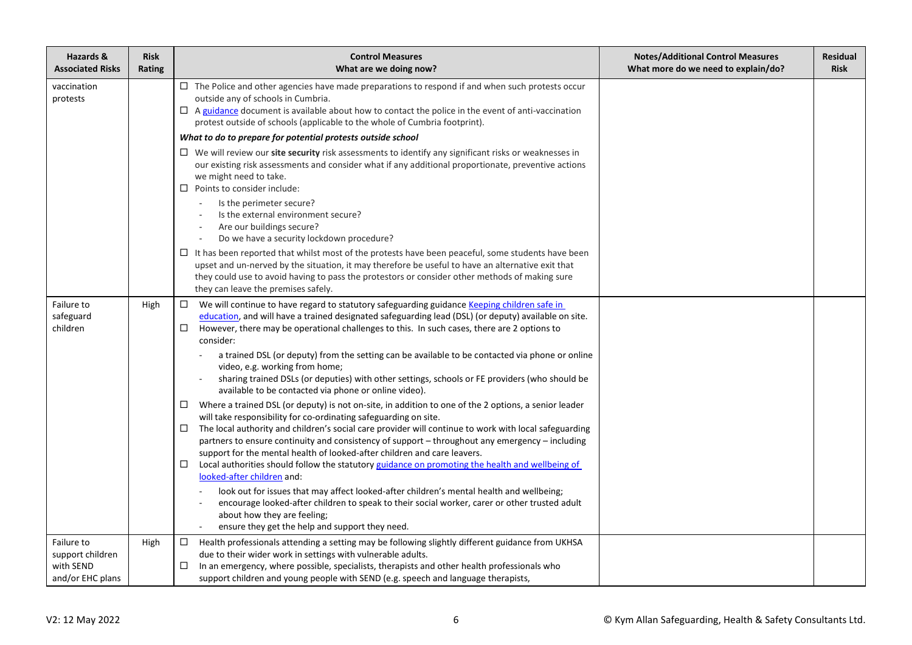| Hazards & Associated Risks | Risk Rating | Control Measures<br>What are we doing now? | Notes/Additional Control Measures<br>What more do we need to explain/do? | Residual Risk |
|---|---|---|---|---|
| vaccination protests | | ☐ The Police and other agencies have made preparations to respond if and when such protests occur outside any of schools in Cumbria.<br>☐ A [guidance](#) document is available about how to contact the police in the event of anti-vaccination protest outside of schools (applicable to the whole of Cumbria footprint).<br>***What to do to prepare for potential protests outside school***<br>☐ We will review our **site security** risk assessments to identify any significant risks or weaknesses in our existing risk assessments and consider what if any additional proportionate, preventive actions we might need to take.<br>☐ Points to consider include:<br>- Is the perimeter secure?<br>- Is the external environment secure?<br>- Are our buildings secure?<br>- Do we have a security lockdown procedure?<br>☐ It has been reported that whilst most of the protests have been peaceful, some students have been upset and un-nerved by the situation, it may therefore be useful to have an alternative exit that they could use to avoid having to pass the protestors or consider other methods of making sure they can leave the premises safely. | | |
| Failure to safeguard children | High | ☐ We will continue to have regard to statutory safeguarding guidance [Keeping children safe in education](#), and will have a trained designated safeguarding lead (DSL) (or deputy) available on site.<br>☐ However, there may be operational challenges to this. In such cases, there are 2 options to consider:<br>- a trained DSL (or deputy) from the setting can be available to be contacted via phone or online video, e.g. working from home;<br>- sharing trained DSLs (or deputies) with other settings, schools or FE providers (who should be available to be contacted via phone or online video).<br>☐ Where a trained DSL (or deputy) is not on-site, in addition to one of the 2 options, a senior leader will take responsibility for co-ordinating safeguarding on site.<br>☐ The local authority and children's social care provider will continue to work with local safeguarding partners to ensure continuity and consistency of support – throughout any emergency – including support for the mental health of looked-after children and care leavers.<br>☐ Local authorities should follow the statutory [guidance on promoting the health and wellbeing of looked-after children](#) and:<br>- look out for issues that may affect looked-after children's mental health and wellbeing;<br>- encourage looked-after children to speak to their social worker, carer or other trusted adult about how they are feeling;<br>- ensure they get the help and support they need. | | |
| Failure to support children with SEND and/or EHC plans | High | ☐ Health professionals attending a setting may be following slightly different guidance from UKHSA due to their wider work in settings with vulnerable adults.<br>☐ In an emergency, where possible, specialists, therapists and other health professionals who support children and young people with SEND (e.g. speech and language therapists, | | |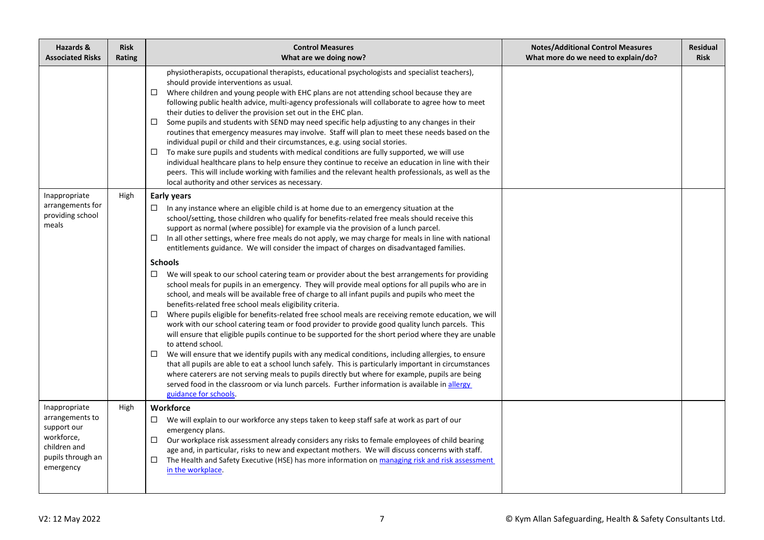| Hazards & Associated Risks | Risk Rating | Control Measures<br>What are we doing now? | Notes/Additional Control Measures<br>What more do we need to explain/do? | Residual Risk |
|---|---|---|---|---|
| | | physiotherapists, occupational therapists, educational psychologists and specialist teachers), should provide interventions as usual.<br>☐ Where children and young people with EHC plans are not attending school because they are following public health advice, multi-agency professionals will collaborate to agree how to meet their duties to deliver the provision set out in the EHC plan.<br>☐ Some pupils and students with SEND may need specific help adjusting to any changes in their routines that emergency measures may involve. Staff will plan to meet these needs based on the individual pupil or child and their circumstances, e.g. using social stories.<br>☐ To make sure pupils and students with medical conditions are fully supported, we will use individual healthcare plans to help ensure they continue to receive an education in line with their peers. This will include working with families and the relevant health professionals, as well as the local authority and other services as necessary. | | |
| Inappropriate arrangements for providing school meals | High | **Early years**<br>☐ In any instance where an eligible child is at home due to an emergency situation at the school/setting, those children who qualify for benefits-related free meals should receive this support as normal (where possible) for example via the provision of a lunch parcel.<br>☐ In all other settings, where free meals do not apply, we may charge for meals in line with national entitlements guidance. We will consider the impact of charges on disadvantaged families.<br>**Schools**<br>☐ We will speak to our school catering team or provider about the best arrangements for providing school meals for pupils in an emergency. They will provide meal options for all pupils who are in school, and meals will be available free of charge to all infant pupils and pupils who meet the benefits-related free school meals eligibility criteria.<br>☐ Where pupils eligible for benefits-related free school meals are receiving remote education, we will work with our school catering team or food provider to provide good quality lunch parcels. This will ensure that eligible pupils continue to be supported for the short period where they are unable to attend school.<br>☐ We will ensure that we identify pupils with any medical conditions, including allergies, to ensure that all pupils are able to eat a school lunch safely. This is particularly important in circumstances where caterers are not serving meals to pupils directly but where for example, pupils are being served food in the classroom or via lunch parcels. Further information is available in allergy guidance for schools. | | |
| Inappropriate arrangements to support our workforce, children and pupils through an emergency | High | **Workforce**<br>☐ We will explain to our workforce any steps taken to keep staff safe at work as part of our emergency plans.<br>☐ Our workplace risk assessment already considers any risks to female employees of child bearing age and, in particular, risks to new and expectant mothers. We will discuss concerns with staff.<br>☐ The Health and Safety Executive (HSE) has more information on managing risk and risk assessment in the workplace. | | |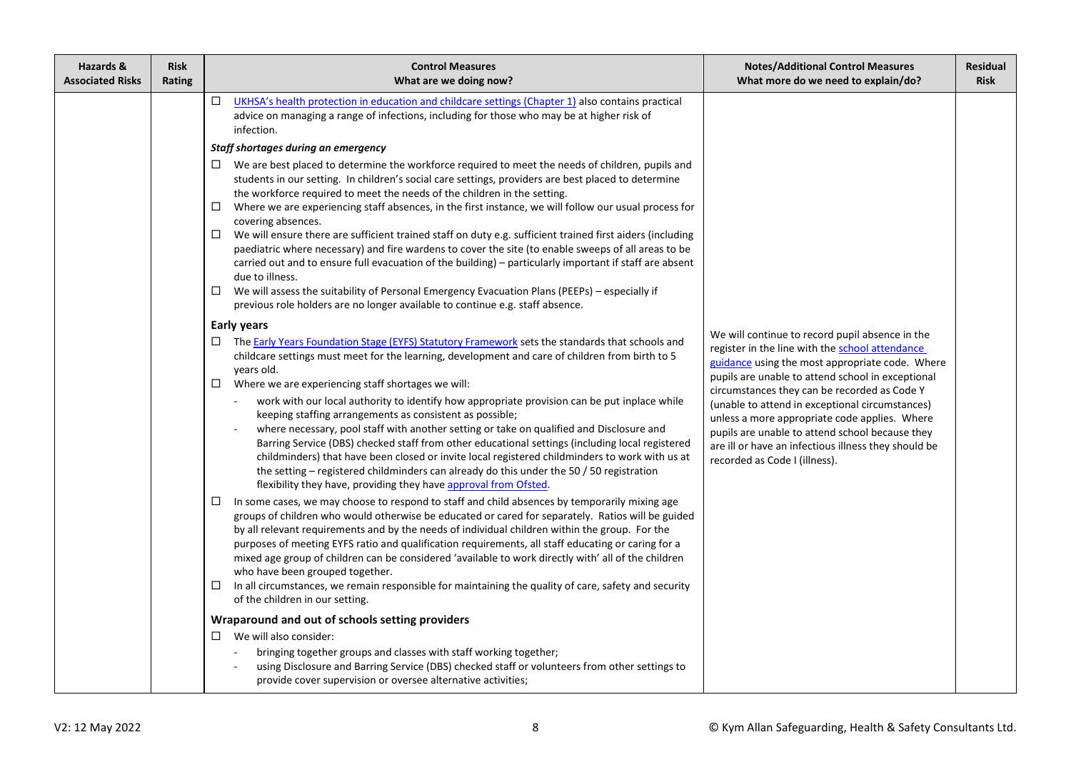| Hazards & Associated Risks | Risk Rating | Control Measures<br>What are we doing now? | Notes/Additional Control Measures<br>What more do we need to explain/do? | Residual Risk |
|---|---|---|---|---|
| | | ☐ UKHSA's health protection in education and childcare settings (Chapter 1) also contains practical advice on managing a range of infections, including for those who may be at higher risk of infection.<br><br>***Staff shortages during an emergency***<br>☐ We are best placed to determine the workforce required to meet the needs of children, pupils and students in our setting. In children's social care settings, providers are best placed to determine the workforce required to meet the needs of the children in the setting.<br>☐ Where we are experiencing staff absences, in the first instance, we will follow our usual process for covering absences.<br>☐ We will ensure there are sufficient trained staff on duty e.g. sufficient trained first aiders (including paediatric where necessary) and fire wardens to cover the site (to enable sweeps of all areas to be carried out and to ensure full evacuation of the building) – particularly important if staff are absent due to illness.<br>☐ We will assess the suitability of Personal Emergency Evacuation Plans (PEEPs) – especially if previous role holders are no longer available to continue e.g. staff absence.<br><br>**Early years**<br>☐ The Early Years Foundation Stage (EYFS) Statutory Framework sets the standards that schools and childcare settings must meet for the learning, development and care of children from birth to 5 years old.<br>☐ Where we are experiencing staff shortages we will:<br>- work with our local authority to identify how appropriate provision can be put inplace while keeping staffing arrangements as consistent as possible;<br>- where necessary, pool staff with another setting or take on qualified and Disclosure and Barring Service (DBS) checked staff from other educational settings (including local registered childminders) that have been closed or invite local registered childminders to work with us at the setting – registered childminders can already do this under the 50 / 50 registration flexibility they have, providing they have approval from Ofsted.<br><br>☐ In some cases, we may choose to respond to staff and child absences by temporarily mixing age groups of children who would otherwise be educated or cared for separately. Ratios will be guided by all relevant requirements and by the needs of individual children within the group. For the purposes of meeting EYFS ratio and qualification requirements, all staff educating or caring for a mixed age group of children can be considered 'available to work directly with' all of the children who have been grouped together.<br>☐ In all circumstances, we remain responsible for maintaining the quality of care, safety and security of the children in our setting.<br><br>**Wraparound and out of schools setting providers**<br>☐ We will also consider:<br>- bringing together groups and classes with staff working together;<br>- using Disclosure and Barring Service (DBS) checked staff or volunteers from other settings to provide cover supervision or oversee alternative activities; | We will continue to record pupil absence in the register in the line with the school attendance guidance using the most appropriate code. Where pupils are unable to attend school in exceptional circumstances they can be recorded as Code Y (unable to attend in exceptional circumstances) unless a more appropriate code applies. Where pupils are unable to attend school because they are ill or have an infectious illness they should be recorded as Code I (illness). | |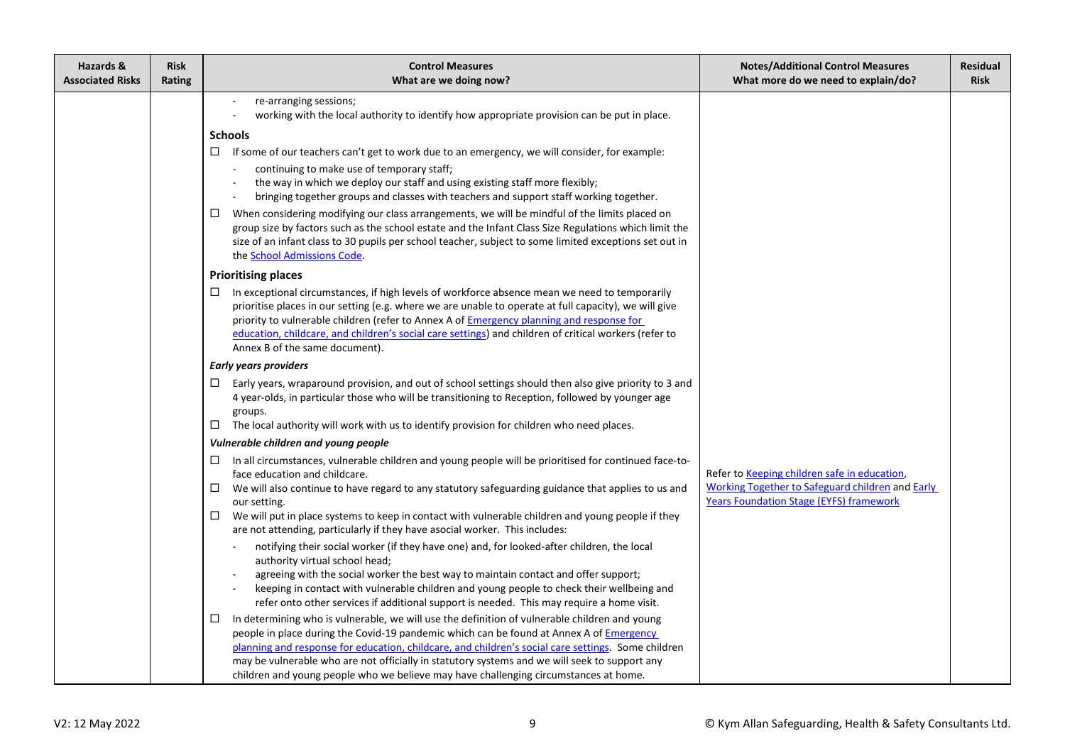| Hazards & Associated Risks | Risk Rating | Control Measures<br>What are we doing now? | Notes/Additional Control Measures<br>What more do we need to explain/do? | Residual Risk |
|---|---|---|---|---|
| | | - re-arranging sessions;<br>- working with the local authority to identify how appropriate provision can be put in place.<br><br>**Schools**<br>☐ If some of our teachers can't get to work due to an emergency, we will consider, for example:<br>- continuing to make use of temporary staff;<br>- the way in which we deploy our staff and using existing staff more flexibly;<br>- bringing together groups and classes with teachers and support staff working together.<br>☐ When considering modifying our class arrangements, we will be mindful of the limits placed on group size by factors such as the school estate and the Infant Class Size Regulations which limit the size of an infant class to 30 pupils per school teacher, subject to some limited exceptions set out in the School Admissions Code.<br><br>**Prioritising places**<br>☐ In exceptional circumstances, if high levels of workforce absence mean we need to temporarily prioritise places in our setting (e.g. where we are unable to operate at full capacity), we will give priority to vulnerable children (refer to Annex A of Emergency planning and response for education, childcare, and children's social care settings) and children of critical workers (refer to Annex B of the same document).<br><br>***Early years providers***<br>☐ Early years, wraparound provision, and out of school settings should then also give priority to 3 and 4 year-olds, in particular those who will be transitioning to Reception, followed by younger age groups.<br>☐ The local authority will work with us to identify provision for children who need places.<br><br>***Vulnerable children and young people***<br>☐ In all circumstances, vulnerable children and young people will be prioritised for continued face-to-face education and childcare.<br>☐ We will also continue to have regard to any statutory safeguarding guidance that applies to us and our setting.<br>☐ We will put in place systems to keep in contact with vulnerable children and young people if they are not attending, particularly if they have asocial worker. This includes:<br>- notifying their social worker (if they have one) and, for looked-after children, the local authority virtual school head;<br>- agreeing with the social worker the best way to maintain contact and offer support;<br>- keeping in contact with vulnerable children and young people to check their wellbeing and refer onto other services if additional support is needed. This may require a home visit.<br>☐ In determining who is vulnerable, we will use the definition of vulnerable children and young people in place during the Covid-19 pandemic which can be found at Annex A of Emergency planning and response for education, childcare, and children's social care settings. Some children may be vulnerable who are not officially in statutory systems and we will seek to support any children and young people who we believe may have challenging circumstances at home. | Refer to Keeping children safe in education, Working Together to Safeguard children and Early Years Foundation Stage (EYFS) framework | |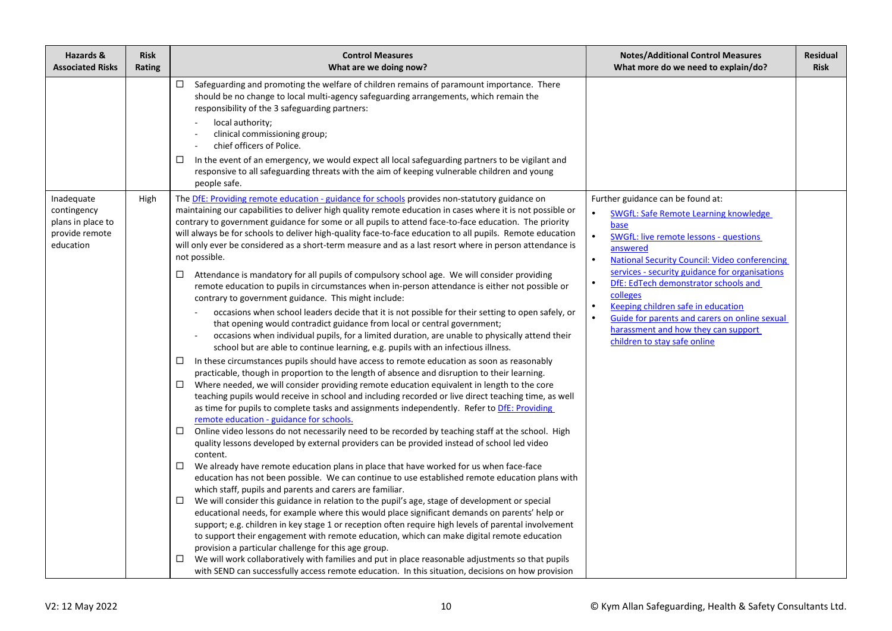| Hazards & Associated Risks | Risk Rating | Control Measures<br>What are we doing now? | Notes/Additional Control Measures<br>What more do we need to explain/do? | Residual Risk |
|---|---|---|---|---|
| | | ☐ Safeguarding and promoting the welfare of children remains of paramount importance. There should be no change to local multi-agency safeguarding arrangements, which remain the responsibility of the 3 safeguarding partners:<br>- local authority;<br>- clinical commissioning group;<br>- chief officers of Police.<br>☐ In the event of an emergency, we would expect all local safeguarding partners to be vigilant and responsive to all safeguarding threats with the aim of keeping vulnerable children and young people safe. | | |
| Inadequate contingency plans in place to provide remote education | High | The DfE: Providing remote education - guidance for schools provides non-statutory guidance on maintaining our capabilities to deliver high quality remote education in cases where it is not possible or contrary to government guidance for some or all pupils to attend face-to-face education. The priority will always be for schools to deliver high-quality face-to-face education to all pupils. Remote education will only ever be considered as a short-term measure and as a last resort where in person attendance is not possible.<br>☐ Attendance is mandatory for all pupils of compulsory school age. We will consider providing remote education to pupils in circumstances when in-person attendance is either not possible or contrary to government guidance. This might include:<br>- occasions when school leaders decide that it is not possible for their setting to open safely, or that opening would contradict guidance from local or central government;<br>- occasions when individual pupils, for a limited duration, are unable to physically attend their school but are able to continue learning, e.g. pupils with an infectious illness.<br>☐ In these circumstances pupils should have access to remote education as soon as reasonably practicable, though in proportion to the length of absence and disruption to their learning.<br>☐ Where needed, we will consider providing remote education equivalent in length to the core teaching pupils would receive in school and including recorded or live direct teaching time, as well as time for pupils to complete tasks and assignments independently. Refer to DfE: Providing remote education - guidance for schools.<br>☐ Online video lessons do not necessarily need to be recorded by teaching staff at the school. High quality lessons developed by external providers can be provided instead of school led video content.<br>☐ We already have remote education plans in place that have worked for us when face-face education has not been possible. We can continue to use established remote education plans with which staff, pupils and parents and carers are familiar.<br>☐ We will consider this guidance in relation to the pupil's age, stage of development or special educational needs, for example where this would place significant demands on parents' help or support; e.g. children in key stage 1 or reception often require high levels of parental involvement to support their engagement with remote education, which can make digital remote education provision a particular challenge for this age group.<br>☐ We will work collaboratively with families and put in place reasonable adjustments so that pupils with SEND can successfully access remote education. In this situation, decisions on how provision | Further guidance can be found at:<br>• SWGfL: Safe Remote Learning knowledge base<br>• SWGfL: live remote lessons - questions answered<br>• National Security Council: Video conferencing services - security guidance for organisations<br>• DfE: EdTech demonstrator schools and colleges<br>• Keeping children safe in education<br>• Guide for parents and carers on online sexual harassment and how they can support children to stay safe online | |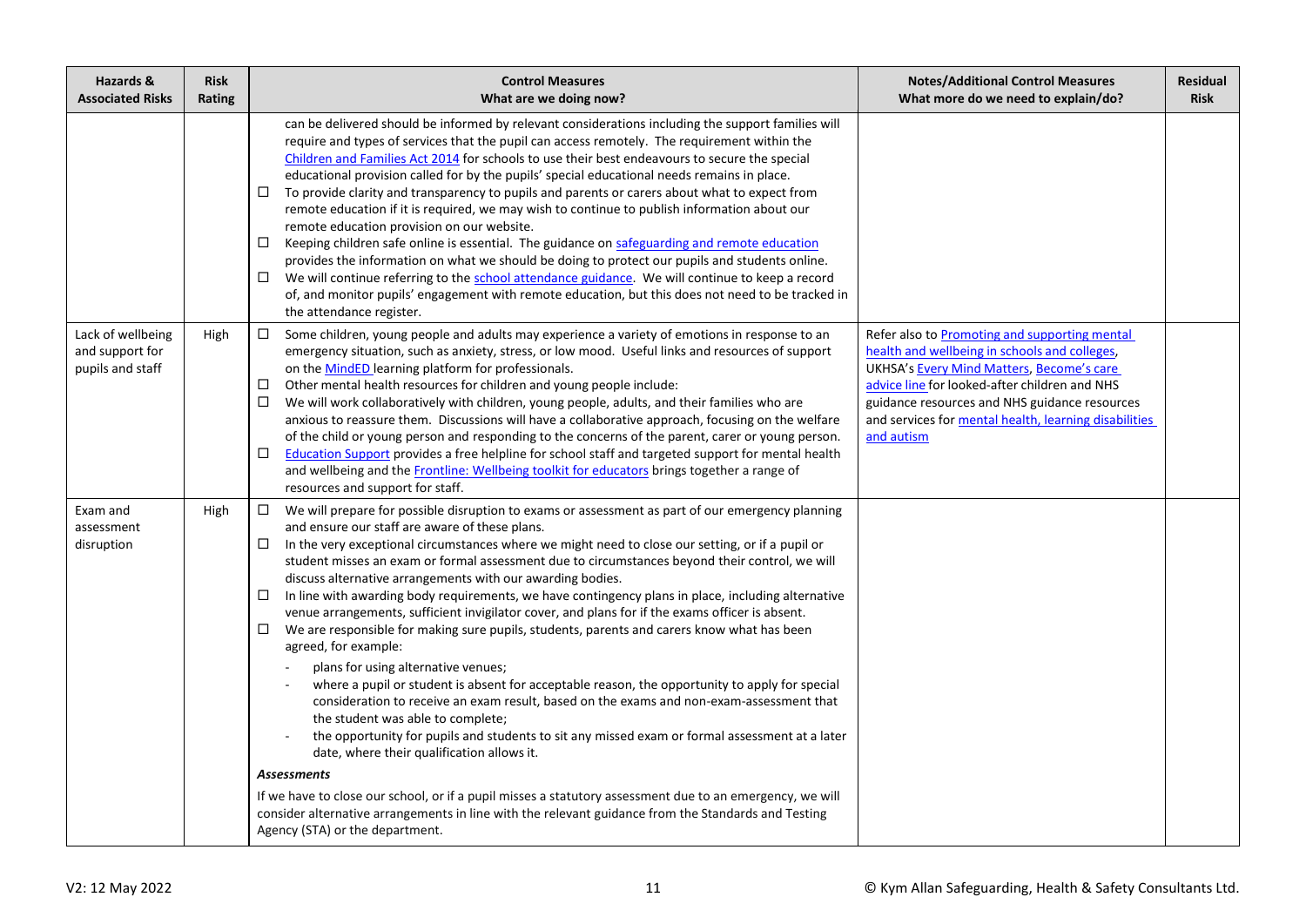| Hazards & Associated Risks | Risk Rating | Control Measures<br>What are we doing now? | Notes/Additional Control Measures<br>What more do we need to explain/do? | Residual Risk |
|---|---|---|---|---|
| | | can be delivered should be informed by relevant considerations including the support families will require and types of services that the pupil can access remotely. The requirement within the Children and Families Act 2014 for schools to use their best endeavours to secure the special educational provision called for by the pupils' special educational needs remains in place.<br>☐ To provide clarity and transparency to pupils and parents or carers about what to expect from remote education if it is required, we may wish to continue to publish information about our remote education provision on our website.<br>☐ Keeping children safe online is essential. The guidance on safeguarding and remote education provides the information on what we should be doing to protect our pupils and students online.<br>☐ We will continue referring to the school attendance guidance. We will continue to keep a record of, and monitor pupils' engagement with remote education, but this does not need to be tracked in the attendance register. | | |
| Lack of wellbeing and support for pupils and staff | High | ☐ Some children, young people and adults may experience a variety of emotions in response to an emergency situation, such as anxiety, stress, or low mood. Useful links and resources of support on the MindED learning platform for professionals.<br>☐ Other mental health resources for children and young people include:<br>☐ We will work collaboratively with children, young people, adults, and their families who are anxious to reassure them. Discussions will have a collaborative approach, focusing on the welfare of the child or young person and responding to the concerns of the parent, carer or young person.<br>☐ Education Support provides a free helpline for school staff and targeted support for mental health and wellbeing and the Frontline: Wellbeing toolkit for educators brings together a range of resources and support for staff. | Refer also to Promoting and supporting mental health and wellbeing in schools and colleges, UKHSA's Every Mind Matters, Become's care advice line for looked-after children and NHS guidance resources and NHS guidance resources and services for mental health, learning disabilities and autism | |
| Exam and assessment disruption | High | ☐ We will prepare for possible disruption to exams or assessment as part of our emergency planning and ensure our staff are aware of these plans.<br>☐ In the very exceptional circumstances where we might need to close our setting, or if a pupil or student misses an exam or formal assessment due to circumstances beyond their control, we will discuss alternative arrangements with our awarding bodies.<br>☐ In line with awarding body requirements, we have contingency plans in place, including alternative venue arrangements, sufficient invigilator cover, and plans for if the exams officer is absent.<br>☐ We are responsible for making sure pupils, students, parents and carers know what has been agreed, for example:<br>- plans for using alternative venues;<br>- where a pupil or student is absent for acceptable reason, the opportunity to apply for special consideration to receive an exam result, based on the exams and non-exam-assessment that the student was able to complete;<br>- the opportunity for pupils and students to sit any missed exam or formal assessment at a later date, where their qualification allows it.<br>***Assessments***<br>If we have to close our school, or if a pupil misses a statutory assessment due to an emergency, we will consider alternative arrangements in line with the relevant guidance from the Standards and Testing Agency (STA) or the department. | | |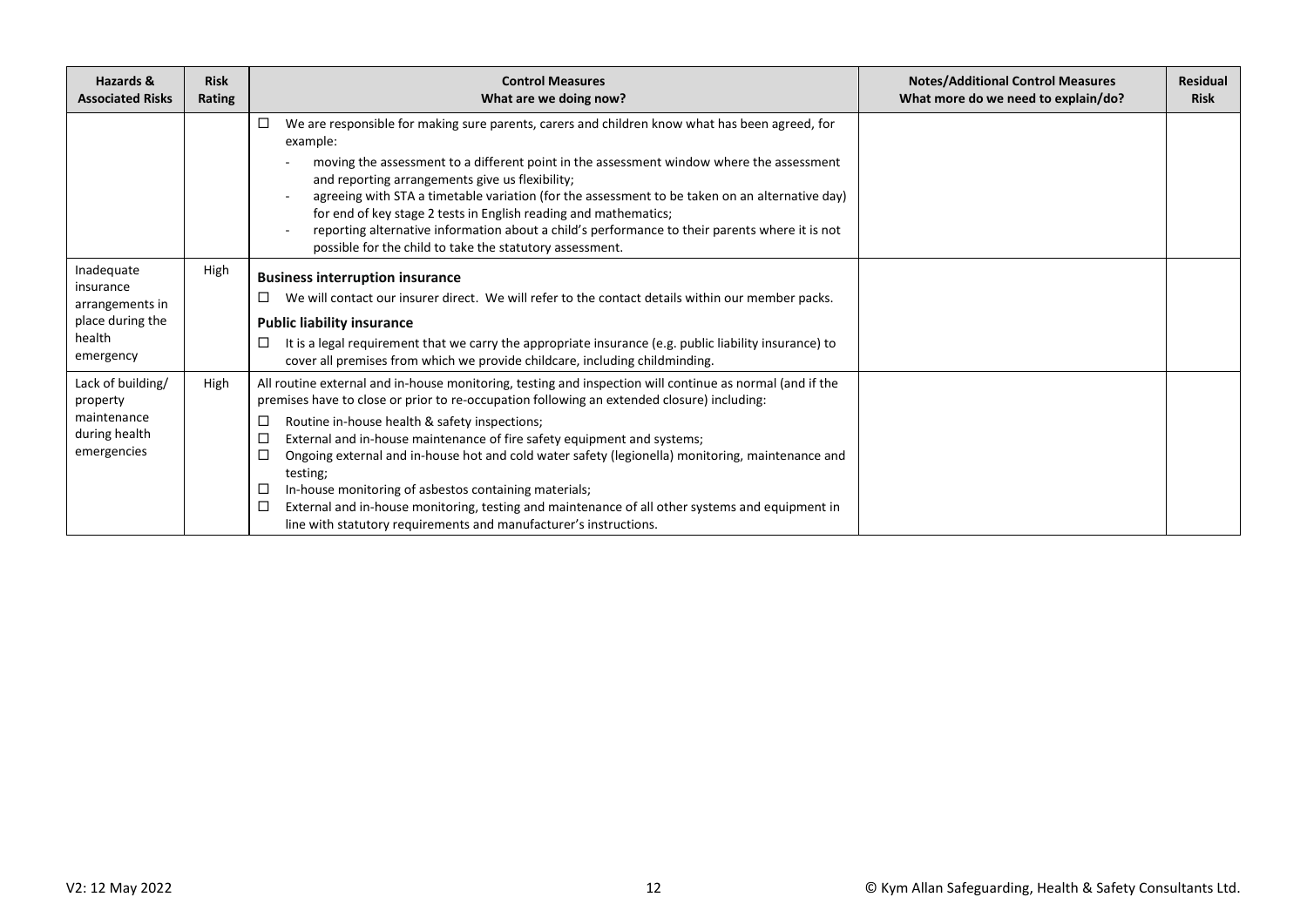| Hazards & Associated Risks | Risk Rating | Control Measures<br>What are we doing now? | Notes/Additional Control Measures<br>What more do we need to explain/do? | Residual Risk |
|---|---|---|---|---|
| | | ☐ We are responsible for making sure parents, carers and children know what has been agreed, for example:<br>- moving the assessment to a different point in the assessment window where the assessment and reporting arrangements give us flexibility;<br>- agreeing with STA a timetable variation (for the assessment to be taken on an alternative day) for end of key stage 2 tests in English reading and mathematics;<br>- reporting alternative information about a child's performance to their parents where it is not possible for the child to take the statutory assessment. | | |
| Inadequate insurance arrangements in place during the health emergency | High | **Business interruption insurance**<br>☐ We will contact our insurer direct. We will refer to the contact details within our member packs.<br>**Public liability insurance**<br>☐ It is a legal requirement that we carry the appropriate insurance (e.g. public liability insurance) to cover all premises from which we provide childcare, including childminding. | | |
| Lack of building/ property maintenance during health emergencies | High | All routine external and in-house monitoring, testing and inspection will continue as normal (and if the premises have to close or prior to re-occupation following an extended closure) including:<br>☐ Routine in-house health & safety inspections;<br>☐ External and in-house maintenance of fire safety equipment and systems;<br>☐ Ongoing external and in-house hot and cold water safety (legionella) monitoring, maintenance and testing;<br>☐ In-house monitoring of asbestos containing materials;<br>☐ External and in-house monitoring, testing and maintenance of all other systems and equipment in line with statutory requirements and manufacturer's instructions. | | |

V2: 12 May 2022

© Kym Allan Safeguarding, Health & Safety Consultants Ltd.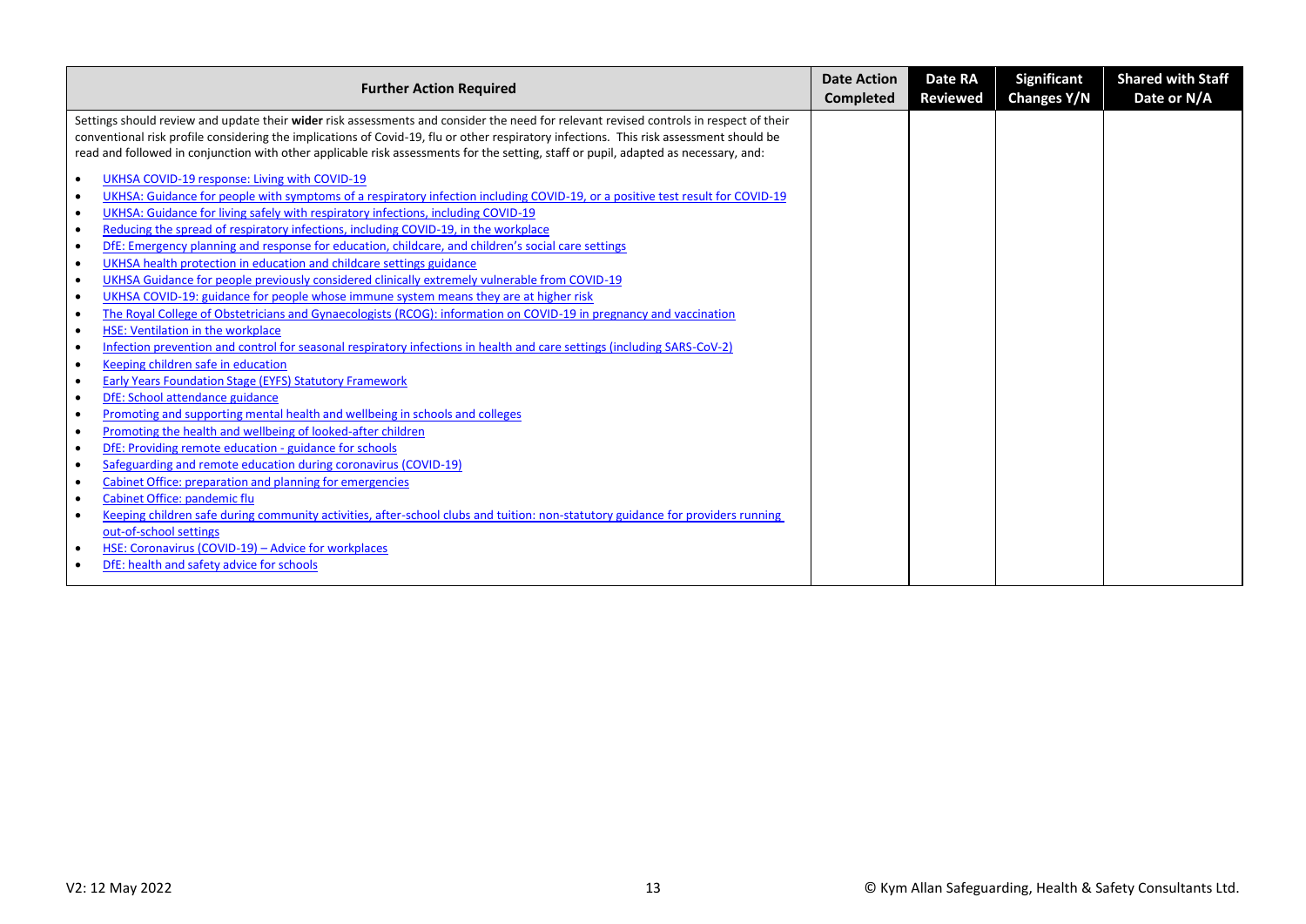| Further Action Required | Date Action Completed | Date RA Reviewed | Significant Changes Y/N | Shared with Staff Date or N/A |
|---|---|---|---|---|
| Settings should review and update their **wider** risk assessments and consider the need for relevant revised controls in respect of their conventional risk profile considering the implications of Covid-19, flu or other respiratory infections. This risk assessment should be read and followed in conjunction with other applicable risk assessments for the setting, staff or pupil, adapted as necessary, and:<br><br>• UKHSA COVID-19 response: Living with COVID-19<br>• UKHSA: Guidance for people with symptoms of a respiratory infection including COVID-19, or a positive test result for COVID-19<br>• UKHSA: Guidance for living safely with respiratory infections, including COVID-19<br>• Reducing the spread of respiratory infections, including COVID-19, in the workplace<br>• DfE: Emergency planning and response for education, childcare, and children's social care settings<br>• UKHSA health protection in education and childcare settings guidance<br>• UKHSA Guidance for people previously considered clinically extremely vulnerable from COVID-19<br>• UKHSA COVID-19: guidance for people whose immune system means they are at higher risk<br>• The Royal College of Obstetricians and Gynaecologists (RCOG): information on COVID-19 in pregnancy and vaccination<br>• HSE: Ventilation in the workplace<br>• Infection prevention and control for seasonal respiratory infections in health and care settings (including SARS-CoV-2)<br>• Keeping children safe in education<br>• Early Years Foundation Stage (EYFS) Statutory Framework<br>• DfE: School attendance guidance<br>• Promoting and supporting mental health and wellbeing in schools and colleges<br>• Promoting the health and wellbeing of looked-after children<br>• DfE: Providing remote education - guidance for schools<br>• Safeguarding and remote education during coronavirus (COVID-19)<br>• Cabinet Office: preparation and planning for emergencies<br>• Cabinet Office: pandemic flu<br>• Keeping children safe during community activities, after-school clubs and tuition: non-statutory guidance for providers running out-of-school settings<br>• HSE: Coronavirus (COVID-19) – Advice for workplaces<br>• DfE: health and safety advice for schools | | | | |

V2: 12 May 2022

© Kym Allan Safeguarding, Health & Safety Consultants Ltd.